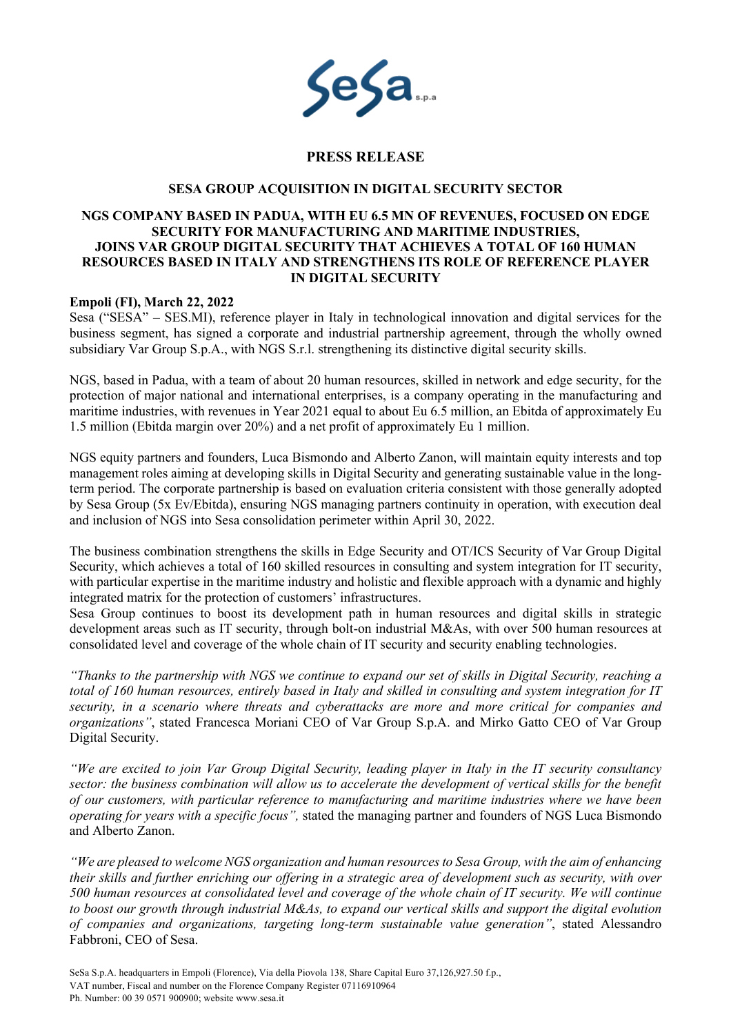# PRESS RELEASE

## SESA GROUP ACQUISITION IN DIGITAL SECURITY SECTOR

### NGS COMPANY BASED IN PADUA, WITH EU 6.5 MN OF REVENUES, FOCUSED ON EDGE SECURITY FOR MANUFACTURING AND MARITIME INDUSTRIES, JOINS VAR GROUP DIGITAL SECURITY THAT ACHIEVES A TOTAL OF 160 HUMAN RESOURCES BASED IN ITALY AND STRENGTHENS ITS ROLE OF REFERENCE PLAYER IN DIGITAL SECURITY

**Empoli (FI), March 22, 2022**

Sesa ("SESA" – SES.MI), reference player in Italy in technological innovation and digital services for the business segment, has signed a corporate and industrial partnership agreement, through the wholly owned subsidiary Var Group S.p.A., with NGS S.r.l. strengthening its distinctive digital security skills.

NGS, based in Padua, with a team of about 20 human resources, skilled in network and edge security, for the protection of major national and international enterprises, is a company operating in the manufacturing and maritime industries, with revenues in Year 2021 equal to about Eu 6.5 million, an Ebitda of approximately Eu 1.5 million (Ebitda margin over 20%) and a net profit of approximately Eu 1 million.

NGS equity partners and founders, Luca Bismondo and Alberto Zanon, will maintain equity interests and top management roles aiming at developing skills in Digital Security and generating sustainable value in the long-term period. The corporate partnership is based on evaluation criteria consistent with those generally adopted by Sesa Group (5x Ev/Ebitda), ensuring NGS managing partners continuity in operation, with execution deal and inclusion of NGS into Sesa consolidation perimeter within April 30, 2022.

The business combination strengthens the skills in Edge Security and OT/ICS Security of Var Group Digital Security, which achieves a total of 160 skilled resources in consulting and system integration for IT security, with particular expertise in the maritime industry and holistic and flexible approach with a dynamic and highly integrated matrix for the protection of customers' infrastructures.

Sesa Group continues to boost its development path in human resources and digital skills in strategic development areas such as IT security, through bolt-on industrial M&As, with over 500 human resources at consolidated level and coverage of the whole chain of IT security and security enabling technologies.

*"Thanks to the partnership with NGS we continue to expand our set of skills in Digital Security, reaching a total of 160 human resources, entirely based in Italy and skilled in consulting and system integration for IT security, in a scenario where threats and cyberattacks are more and more critical for companies and organizations"*, stated Francesca Moriani CEO of Var Group S.p.A. and Mirko Gatto CEO of Var Group Digital Security.

*"We are excited to join Var Group Digital Security, leading player in Italy in the IT security consultancy sector: the business combination will allow us to accelerate the development of vertical skills for the benefit of our customers, with particular reference to manufacturing and maritime industries where we have been operating for years with a specific focus",* stated the managing partner and founders of NGS Luca Bismondo and Alberto Zanon.

*"We are pleased to welcome NGS organization and human resources to Sesa Group, with the aim of enhancing their skills and further enriching our offering in a strategic area of development such as security, with over 500 human resources at consolidated level and coverage of the whole chain of IT security. We will continue to boost our growth through industrial M&As, to expand our vertical skills and support the digital evolution of companies and organizations, targeting long-term sustainable value generation"*, stated Alessandro Fabbroni, CEO of Sesa.

SeSa S.p.A. headquarters in Empoli (Florence), Via della Piovola 138, Share Capital Euro 37,126,927.50 f.p., VAT number, Fiscal and number on the Florence Company Register 07116910964
Ph. Number: 00 39 0571 900900; website www.sesa.it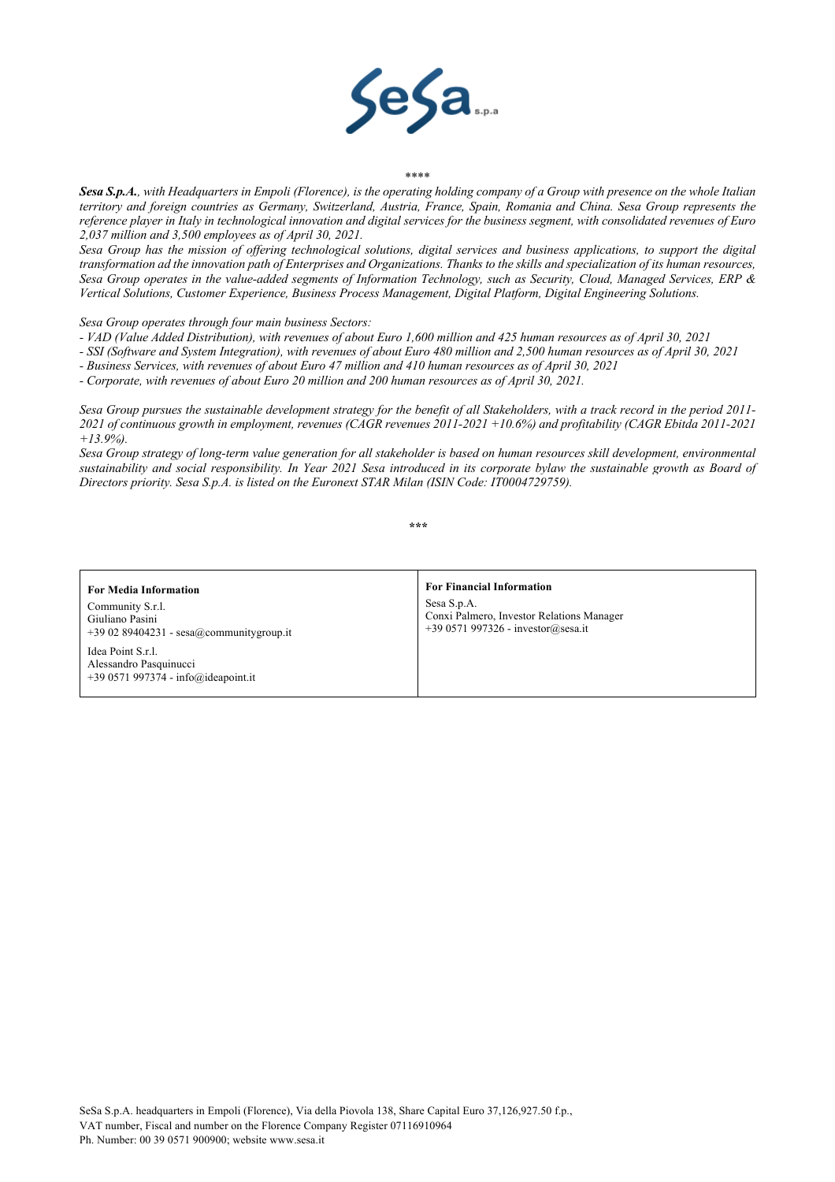\*\*\*\*

***Sesa S.p.A.**, with Headquarters in Empoli (Florence), is the operating holding company of a Group with presence on the whole Italian territory and foreign countries as Germany, Switzerland, Austria, France, Spain, Romania and China. Sesa Group represents the reference player in Italy in technological innovation and digital services for the business segment, with consolidated revenues of Euro 2,037 million and 3,500 employees as of April 30, 2021.*

*Sesa Group has the mission of offering technological solutions, digital services and business applications, to support the digital transformation ad the innovation path of Enterprises and Organizations. Thanks to the skills and specialization of its human resources, Sesa Group operates in the value-added segments of Information Technology, such as Security, Cloud, Managed Services, ERP & Vertical Solutions, Customer Experience, Business Process Management, Digital Platform, Digital Engineering Solutions.*

*Sesa Group operates through four main business Sectors:*

*- VAD (Value Added Distribution), with revenues of about Euro 1,600 million and 425 human resources as of April 30, 2021*
*- SSI (Software and System Integration), with revenues of about Euro 480 million and 2,500 human resources as of April 30, 2021*
*- Business Services, with revenues of about Euro 47 million and 410 human resources as of April 30, 2021*
*- Corporate, with revenues of about Euro 20 million and 200 human resources as of April 30, 2021.*

*Sesa Group pursues the sustainable development strategy for the benefit of all Stakeholders, with a track record in the period 2011-2021 of continuous growth in employment, revenues (CAGR revenues 2011-2021 +10.6%) and profitability (CAGR Ebitda 2011-2021 +13.9%).*

*Sesa Group strategy of long-term value generation for all stakeholder is based on human resources skill development, environmental sustainability and social responsibility. In Year 2021 Sesa introduced in its corporate bylaw the sustainable growth as Board of Directors priority. Sesa S.p.A. is listed on the Euronext STAR Milan (ISIN Code: IT0004729759).*

\*\*\*

| | |
|---|---|
| **For Media Information**<br>Community S.r.l.<br>Giuliano Pasini<br>+39 02 89404231 - sesa@communitygroup.it<br><br>Idea Point S.r.l.<br>Alessandro Pasquinucci<br>+39 0571 997374 - info@ideapoint.it | **For Financial Information**<br>Sesa S.p.A.<br>Conxi Palmero, Investor Relations Manager<br>+39 0571 997326 - investor@sesa.it |

SeSa S.p.A. headquarters in Empoli (Florence), Via della Piovola 138, Share Capital Euro 37,126,927.50 f.p., VAT number, Fiscal and number on the Florence Company Register 07116910964
Ph. Number: 00 39 0571 900900; website www.sesa.it